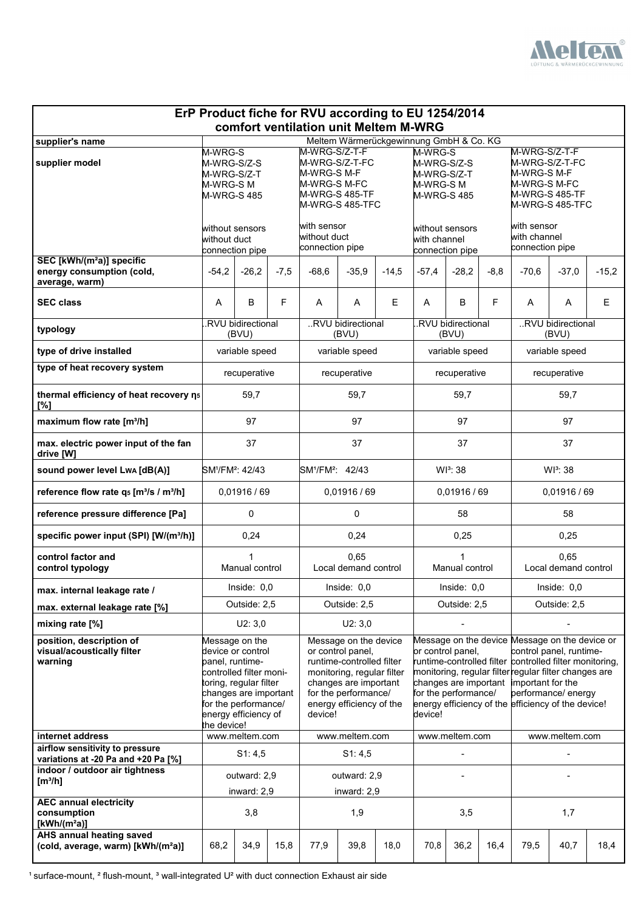# ErP Product fiche for RVU according to EU 1254/2014
## comfort ventilation unit Meltem M-WRG

| supplier's name | Meltem Wärmerückgewinnung GmbH & Co. KG | | | | | | | | | | | |
|---|---|---|---|---|---|---|---|---|---|---|---|---|
| supplier model | M-WRG-S<br>M-WRG-S/Z-S<br>M-WRG-S/Z-T<br>M-WRG-S M<br>M-WRG-S 485<br><br>without sensors<br>without duct<br>connection pipe | | | M-WRG-S/Z-T-F<br>M-WRG-S/Z-T-FC<br>M-WRG-S M-F<br>M-WRG-S M-FC<br>M-WRG-S 485-TF<br>M-WRG-S 485-TFC<br><br>with sensor<br>without duct<br>connection pipe | | | M-WRG-S<br>M-WRG-S/Z-S<br>M-WRG-S/Z-T<br>M-WRG-S M<br>M-WRG-S 485<br><br>without sensors<br>with channel<br>connection pipe | | | M-WRG-S/Z-T-F<br>M-WRG-S/Z-T-FC<br>M-WRG-S M-F<br>M-WRG-S M-FC<br>M-WRG-S 485-TF<br>M-WRG-S 485-TFC<br><br>with sensor<br>with channel<br>connection pipe | | |
| SEC [kWh/(m²a)] specific energy consumption (cold, average, warm) | -54,2 | -26,2 | -7,5 | -68,6 | -35,9 | -14,5 | -57,4 | -28,2 | -8,8 | -70,6 | -37,0 | -15,2 |
| SEC class | A | B | F | A | A | E | A | B | F | A | A | E |
| typology | ..RVU bidirectional (BVU) | | | ..RVU bidirectional (BVU) | | | ..RVU bidirectional (BVU) | | | ..RVU bidirectional (BVU) | | |
| type of drive installed | variable speed | | | variable speed | | | variable speed | | | variable speed | | |
| type of heat recovery system | recuperative | | | recuperative | | | recuperative | | | recuperative | | |
| thermal efficiency of heat recovery $\eta_s$ [%] | 59,7 | | | 59,7 | | | 59,7 | | | 59,7 | | |
| maximum flow rate [m³/h] | 97 | | | 97 | | | 97 | | | 97 | | |
| max. electric power input of the fan drive [W] | 37 | | | 37 | | | 37 | | | 37 | | |
| sound power level $L_{WA}$ [dB(A)] | SM[1]/FM[2]: 42/43 | | | SM[1]/FM[2]: 42/43 | | | WI[3]: 38 | | | WI[3]: 38 | | |
| reference flow rate $q_s$ [m³/s / m³/h] | 0,01916 / 69 | | | 0,01916 / 69 | | | 0,01916 / 69 | | | 0,01916 / 69 | | |
| reference pressure difference [Pa] | 0 | | | 0 | | | 58 | | | 58 | | |
| specific power input (SPI) [W/(m³/h)] | 0,24 | | | 0,24 | | | 0,25 | | | 0,25 | | |
| control factor and control typology | 1<br>Manual control | | | 0,65<br>Local demand control | | | 1<br>Manual control | | | 0,65<br>Local demand control | | |
| max. internal leakage rate / | Inside: 0,0 | | | Inside: 0,0 | | | Inside: 0,0 | | | Inside: 0,0 | | |
| max. external leakage rate [%] | Outside: 2,5 | | | Outside: 2,5 | | | Outside: 2,5 | | | Outside: 2,5 | | |
| mixing rate [%] | U2: 3,0 | | | U2: 3,0 | | | - | | | - | | |
| position, description of visual/acoustically filter warning | Message on the device or control panel, runtime-controlled filter monitoring, regular filter changes are important for the performance/ energy efficiency of the device! | | | Message on the device or control panel, runtime-controlled filter monitoring, regular filter changes are important for the performance/ energy efficiency of the device! | | | Message on the device or control panel, runtime-controlled filter monitoring, regular filter changes are important for the performance/ energy efficiency of the device! | | | Message on the device or control panel, runtime-controlled filter monitoring, regular filter changes are important for the performance/ energy efficiency of the device! | | |
| internet address | www.meltem.com | | | www.meltem.com | | | www.meltem.com | | | www.meltem.com | | |
| airflow sensitivity to pressure variations at -20 Pa and +20 Pa [%] | S1: 4,5 | | | S1: 4,5 | | | - | | | - | | |
| indoor / outdoor air tightness [m³/h] | outward: 2,9<br>inward: 2,9 | | | outward: 2,9<br>inward: 2,9 | | | - | | | - | | |
| AEC annual electricity consumption [kWh/(m²a)] | 3,8 | | | 1,9 | | | 3,5 | | | 1,7 | | |
| AHS annual heating saved (cold, average, warm) [kWh/(m²a)] | 68,2 | 34,9 | 15,8 | 77,9 | 39,8 | 18,0 | 70,8 | 36,2 | 16,4 | 79,5 | 40,7 | 18,4 |

[1] surface-mount, [2] flush-mount, [3] wall-integrated U² with duct connection Exhaust air side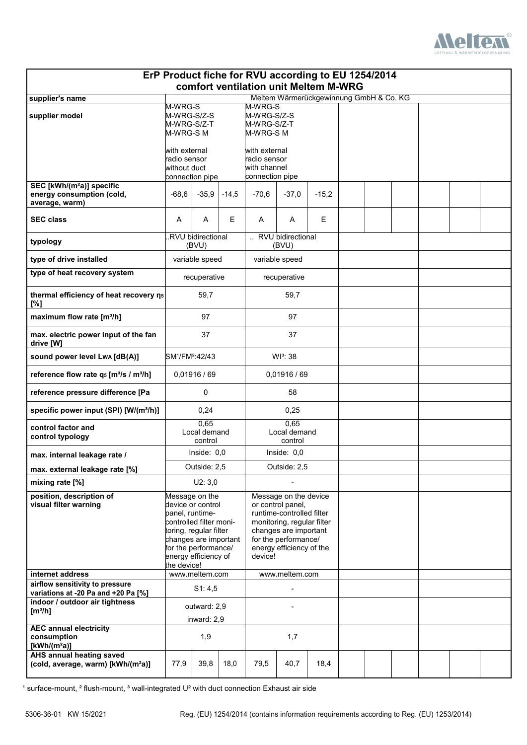# ErP Product fiche for RVU according to EU 1254/2014
## comfort ventilation unit Meltem M-WRG

| | | | | | | | | | | | | |
|---|---|---|---|---|---|---|---|---|---|---|---|---|
| supplier's name | Meltem Wärmerückgewinnung GmbH & Co. KG | | | | | | | | | | | |
| supplier model | M-WRG-S<br>M-WRG-S/Z-S<br>M-WRG-S/Z-T<br>M-WRG-S M<br><br>with external radio sensor without duct connection pipe | | | M-WRG-S<br>M-WRG-S/Z-S<br>M-WRG-S/Z-T<br>M-WRG-S M<br><br>with external radio sensor with channel connection pipe | | | | | | | | |
| SEC [kWh/(m²a)] specific energy consumption (cold, average, warm) | -68,6 | -35,9 | -14,5 | -70,6 | -37,0 | -15,2 | | | | | | |
| SEC class | A | A | E | A | A | E | | | | | | |
| typology | ..RVU bidirectional (BVU) | | | .. RVU bidirectional (BVU) | | | | | | | | |
| type of drive installed | variable speed | | | variable speed | | | | | | | | |
| type of heat recovery system | recuperative | | | recuperative | | | | | | | | |
| thermal efficiency of heat recovery $\eta_s$ [%] | 59,7 | | | 59,7 | | | | | | | | |
| maximum flow rate [m³/h] | 97 | | | 97 | | | | | | | | |
| max. electric power input of the fan drive [W] | 37 | | | 37 | | | | | | | | |
| sound power level $L_{WA}$ [dB(A)] | SM[1]/FM[2]:42/43 | | | WI[3]: 38 | | | | | | | | |
| reference flow rate $q_s$ [m³/s / m³/h] | 0,01916 / 69 | | | 0,01916 / 69 | | | | | | | | |
| reference pressure difference [Pa | 0 | | | 58 | | | | | | | | |
| specific power input (SPI) [W/(m³/h)] | 0,24 | | | 0,25 | | | | | | | | |
| control factor and control typology | 0,65<br>Local demand control | | | 0,65<br>Local demand control | | | | | | | | |
| max. internal leakage rate / | Inside: 0,0 | | | Inside: 0,0 | | | | | | | | |
| max. external leakage rate [%] | Outside: 2,5 | | | Outside: 2,5 | | | | | | | | |
| mixing rate [%] | U2: 3,0 | | | - | | | | | | | | |
| position, description of visual filter warning | Message on the device or control panel, runtime-controlled filter monitoring, regular filter changes are important for the performance/ energy efficiency of the device! | | | Message on the device or control panel, runtime-controlled filter monitoring, regular filter changes are important for the performance/ energy efficiency of the device! | | | | | | | | |
| internet address | www.meltem.com | | | www.meltem.com | | | | | | | | |
| airflow sensitivity to pressure variations at -20 Pa and +20 Pa [%] | S1: 4,5 | | | - | | | | | | | | |
| indoor / outdoor air tightness [m³/h] | outward: 2,9<br>inward: 2,9 | | | - | | | | | | | | |
| AEC annual electricity consumption [kWh/(m²a)] | 1,9 | | | 1,7 | | | | | | | | |
| AHS annual heating saved (cold, average, warm) [kWh/(m²a)] | 77,9 | 39,8 | 18,0 | 79,5 | 40,7 | 18,4 | | | | | | |

[1] surface-mount, [2] flush-mount, [3] wall-integrated U² with duct connection Exhaust air side

5306-36-01 KW 15/2021

Reg. (EU) 1254/2014 (contains information requirements according to Reg. (EU) 1253/2014)